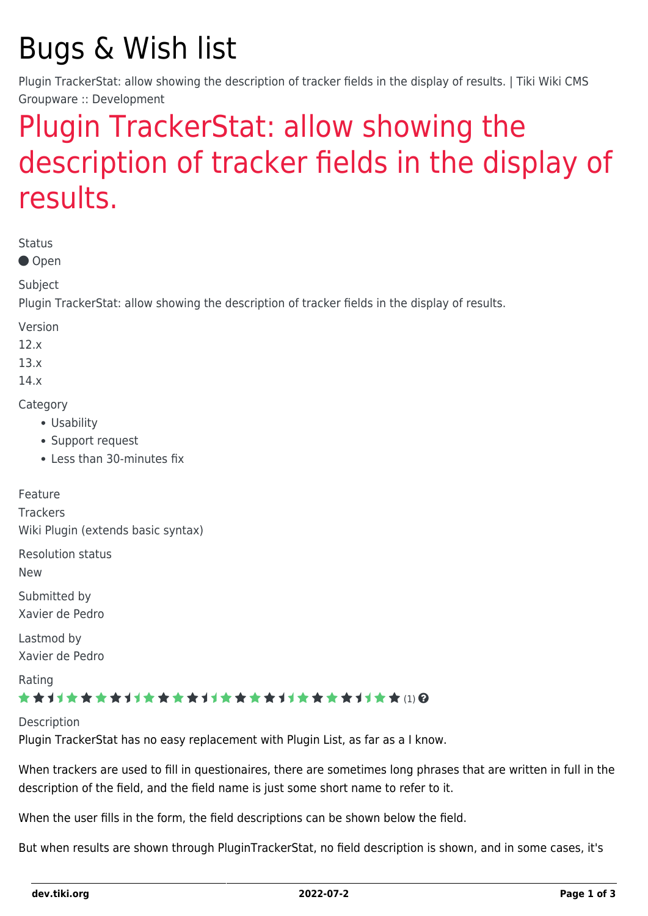# Bugs & Wish list

Plugin TrackerStat: allow showing the description of tracker fields in the display of results. | Tiki Wiki CMS Groupware :: Development

## Plugin TrackerStat: allow showing the description of tracker fields in the display of results.

Status

● Open

Subject

Plugin TrackerStat: allow showing the description of tracker fields in the display of results.

Version

12.x

13.x

14.x

Category

- Usability
- Support request
- Less than 30-minutes fix

Feature

Trackers

Wiki Plugin (extends basic syntax)

Resolution status

New

Submitted by

Xavier de Pedro

Lastmod by

Xavier de Pedro

Rating

(1)

Description

Plugin TrackerStat has no easy replacement with Plugin List, as far as a I know.

When trackers are used to fill in questionaires, there are sometimes long phrases that are written in full in the description of the field, and the field name is just some short name to refer to it.

When the user fills in the form, the field descriptions can be shown below the field.

But when results are shown through PluginTrackerStat, no field description is shown, and in some cases, it's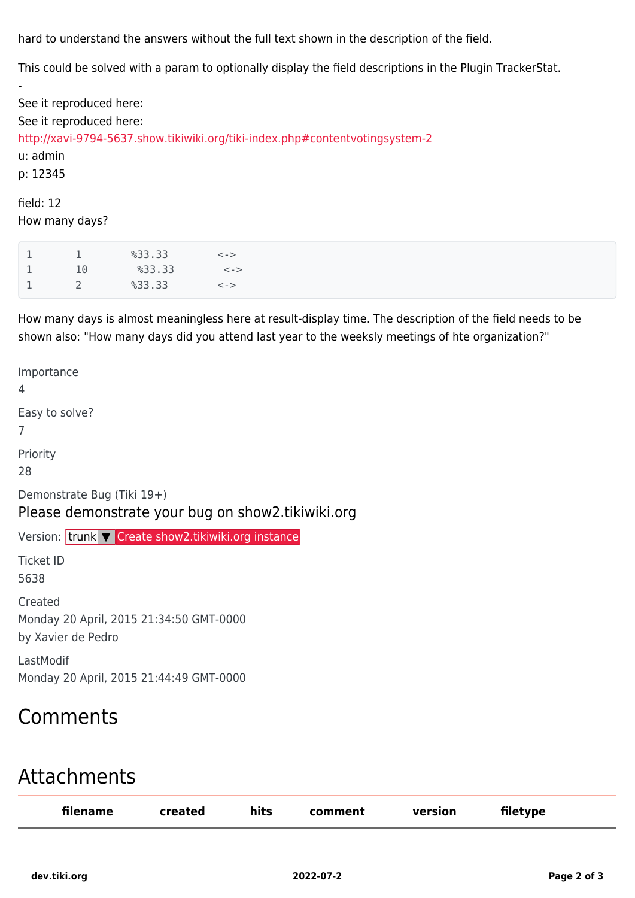hard to understand the answers without the full text shown in the description of the field.

This could be solved with a param to optionally display the field descriptions in the Plugin TrackerStat.

-
See it reproduced here:
See it reproduced here:
http://xavi-9794-5637.show.tikiwiki.org/tiki-index.php#contentvotingsystem-2
u: admin
p: 12345

field: 12
How many days?

```
1       1        %33.33        <->
1       10        %33.33        <->
1       2        %33.33        <->
```

How many days is almost meaningless here at result-display time. The description of the field needs to be shown also: "How many days did you attend last year to the weeksly meetings of hte organization?"

Importance
4

Easy to solve?
7

Priority
28

Demonstrate Bug (Tiki 19+)

Please demonstrate your bug on show2.tikiwiki.org

Version: trunk ▼ Create show2.tikiwiki.org instance

Ticket ID
5638

Created
Monday 20 April, 2015 21:34:50 GMT-0000
by Xavier de Pedro

LastModif
Monday 20 April, 2015 21:44:49 GMT-0000

## Comments

## Attachments

| filename | created | hits | comment | version | filetype |
| --- | --- | --- | --- | --- | --- |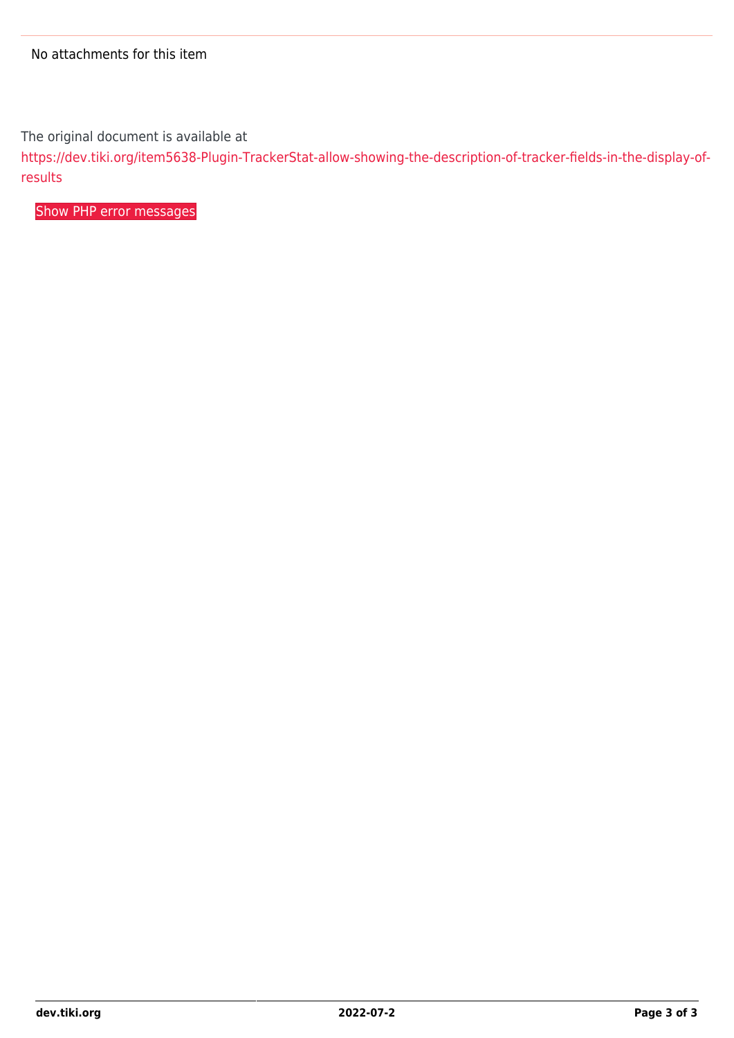No attachments for this item

The original document is available at
https://dev.tiki.org/item5638-Plugin-TrackerStat-allow-showing-the-description-of-tracker-fields-in-the-display-of-results

Show PHP error messages